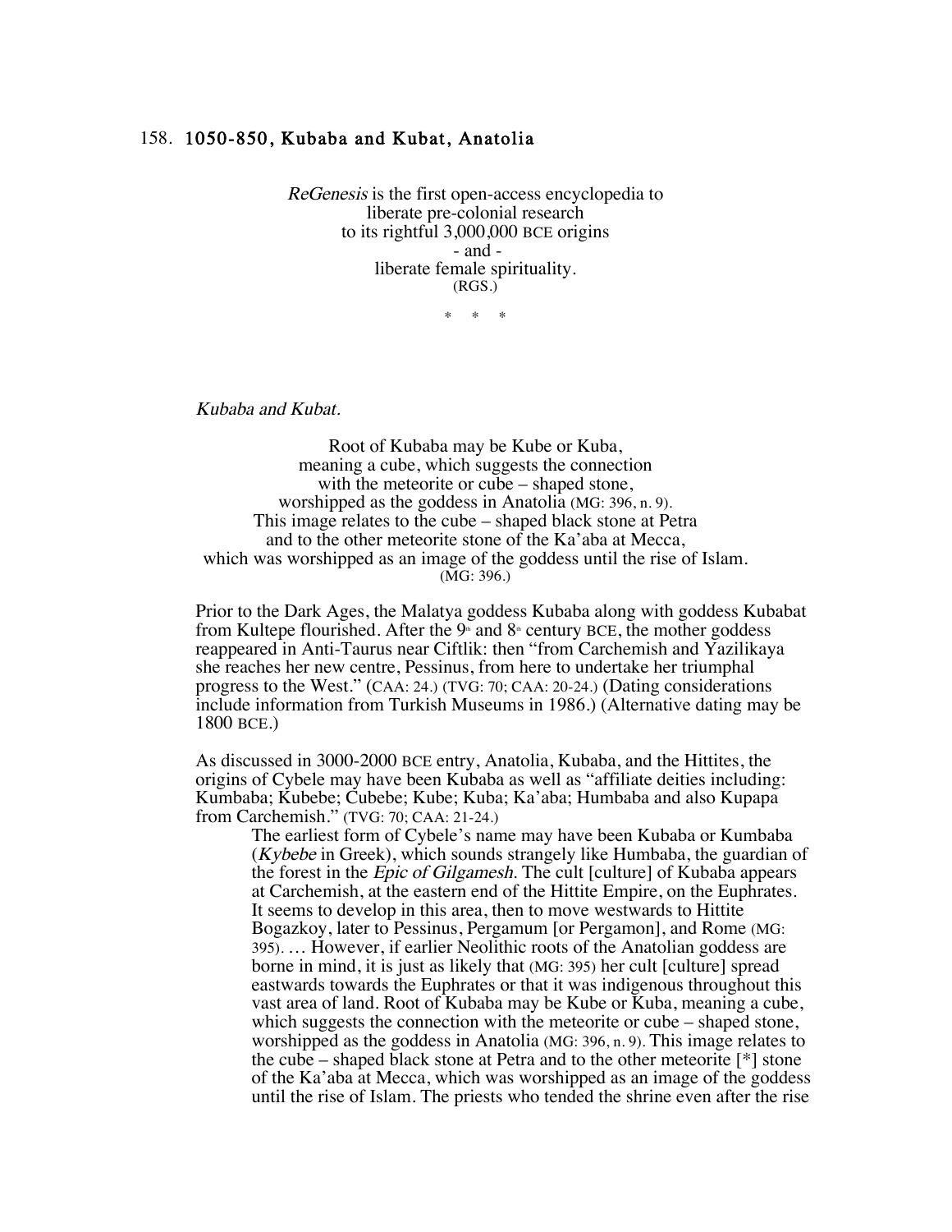## 158. 1050-850, Kubaba and Kubat, Anatolia

*ReGenesis* is the first open-access encyclopedia to
liberate pre-colonial research
to its rightful 3,000,000 BCE origins
- and -
liberate female spirituality.
(RGS.)

\* \* \*

*Kubaba and Kubat.*

Root of Kubaba may be Kube or Kuba,
meaning a cube, which suggests the connection
with the meteorite or cube – shaped stone,
worshipped as the goddess in Anatolia (MG: 396, n. 9).
This image relates to the cube – shaped black stone at Petra
and to the other meteorite stone of the Ka'aba at Mecca,
which was worshipped as an image of the goddess until the rise of Islam.
(MG: 396.)

Prior to the Dark Ages, the Malatya goddess Kubaba along with goddess Kubabat from Kultepe flourished. After the 9th and 8th century BCE, the mother goddess reappeared in Anti-Taurus near Ciftlik: then "from Carchemish and Yazilikaya she reaches her new centre, Pessinus, from here to undertake her triumphal progress to the West." (CAA: 24.) (TVG: 70; CAA: 20-24.) (Dating considerations include information from Turkish Museums in 1986.) (Alternative dating may be 1800 BCE.)

As discussed in 3000-2000 BCE entry, Anatolia, Kubaba, and the Hittites, the origins of Cybele may have been Kubaba as well as "affiliate deities including: Kumbaba; Kubebe; Cubebe; Kube; Kuba; Ka'aba; Humbaba and also Kupapa from Carchemish." (TVG: 70; CAA: 21-24.)

> The earliest form of Cybele's name may have been Kubaba or Kumbaba (*Kybebe* in Greek), which sounds strangely like Humbaba, the guardian of the forest in the *Epic of Gilgamesh.* The cult [culture] of Kubaba appears at Carchemish, at the eastern end of the Hittite Empire, on the Euphrates. It seems to develop in this area, then to move westwards to Hittite Bogazkoy, later to Pessinus, Pergamum [or Pergamon], and Rome (MG: 395). … However, if earlier Neolithic roots of the Anatolian goddess are borne in mind, it is just as likely that (MG: 395) her cult [culture] spread eastwards towards the Euphrates or that it was indigenous throughout this vast area of land. Root of Kubaba may be Kube or Kuba, meaning a cube, which suggests the connection with the meteorite or cube – shaped stone, worshipped as the goddess in Anatolia (MG: 396, n. 9). This image relates to the cube – shaped black stone at Petra and to the other meteorite [*] stone of the Ka'aba at Mecca, which was worshipped as an image of the goddess until the rise of Islam. The priests who tended the shrine even after the rise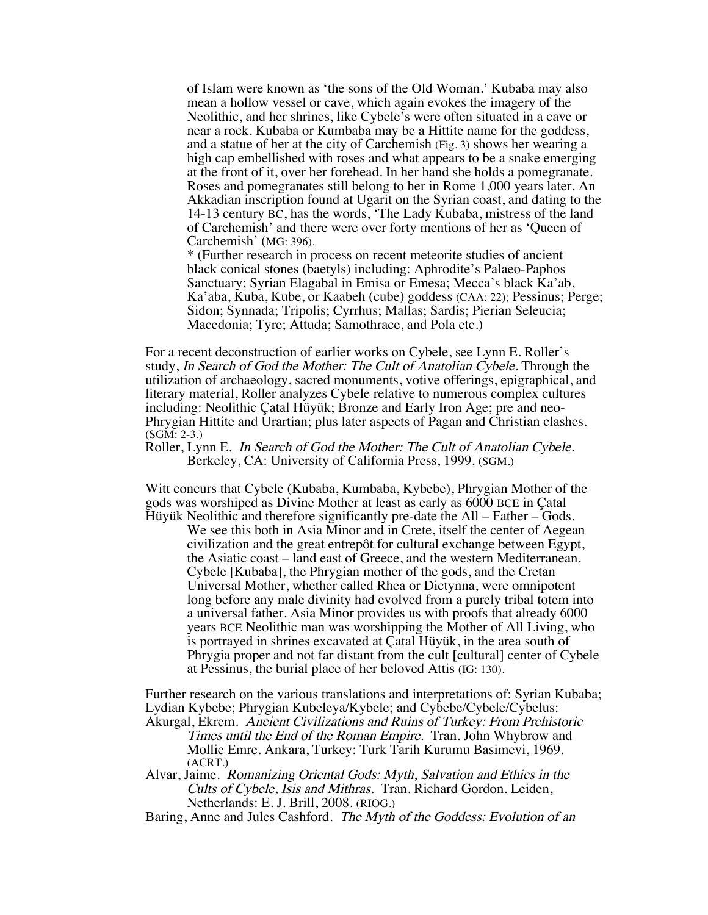> of Islam were known as 'the sons of the Old Woman.' Kubaba may also mean a hollow vessel or cave, which again evokes the imagery of the Neolithic, and her shrines, like Cybele's were often situated in a cave or near a rock. Kubaba or Kumbaba may be a Hittite name for the goddess, and a statue of her at the city of Carchemish (Fig. 3) shows her wearing a high cap embellished with roses and what appears to be a snake emerging at the front of it, over her forehead. In her hand she holds a pomegranate. Roses and pomegranates still belong to her in Rome 1,000 years later. An Akkadian inscription found at Ugarit on the Syrian coast, and dating to the 14-13 century BC, has the words, 'The Lady Kubaba, mistress of the land of Carchemish' and there were over forty mentions of her as 'Queen of Carchemish' (MG: 396).
>
> * (Further research in process on recent meteorite studies of ancient black conical stones (baetyls) including: Aphrodite's Palaeo-Paphos Sanctuary; Syrian Elagabal in Emisa or Emesa; Mecca's black Ka'ab, Ka'aba, Kuba, Kube, or Kaabeh (cube) goddess (CAA: 22); Pessinus; Perge; Sidon; Synnada; Tripolis; Cyrrhus; Mallas; Sardis; Pierian Seleucia; Macedonia; Tyre; Attuda; Samothrace, and Pola etc.)

For a recent deconstruction of earlier works on Cybele, see Lynn E. Roller's study, *In Search of God the Mother: The Cult of Anatolian Cybele.* Through the utilization of archaeology, sacred monuments, votive offerings, epigraphical, and literary material, Roller analyzes Cybele relative to numerous complex cultures including: Neolithic Çatal Hüyük; Bronze and Early Iron Age; pre and neo-Phrygian Hittite and Urartian; plus later aspects of Pagan and Christian clashes. (SGM: 2-3.)

Roller, Lynn E. *In Search of God the Mother: The Cult of Anatolian Cybele.* Berkeley, CA: University of California Press, 1999. (SGM.)

Witt concurs that Cybele (Kubaba, Kumbaba, Kybebe), Phrygian Mother of the gods was worshiped as Divine Mother at least as early as 6000 BCE in Çatal Hüyük Neolithic and therefore significantly pre-date the All – Father – Gods.

> We see this both in Asia Minor and in Crete, itself the center of Aegean civilization and the great entrepôt for cultural exchange between Egypt, the Asiatic coast – land east of Greece, and the western Mediterranean. Cybele [Kubaba], the Phrygian mother of the gods, and the Cretan Universal Mother, whether called Rhea or Dictynna, were omnipotent long before any male divinity had evolved from a purely tribal totem into a universal father. Asia Minor provides us with proofs that already 6000 years BCE Neolithic man was worshipping the Mother of All Living, who is portrayed in shrines excavated at Çatal Hüyük, in the area south of Phrygia proper and not far distant from the cult [cultural] center of Cybele at Pessinus, the burial place of her beloved Attis (IG: 130).

Further research on the various translations and interpretations of: Syrian Kubaba; Lydian Kybebe; Phrygian Kubeleya/Kybele; and Cybebe/Cybele/Cybelus:

Akurgal, Ekrem. *Ancient Civilizations and Ruins of Turkey: From Prehistoric Times until the End of the Roman Empire.* Tran. John Whybrow and Mollie Emre. Ankara, Turkey: Turk Tarih Kurumu Basimevi, 1969. (ACRT.)

Alvar, Jaime. *Romanizing Oriental Gods: Myth, Salvation and Ethics in the Cults of Cybele, Isis and Mithras.* Tran. Richard Gordon. Leiden, Netherlands: E. J. Brill, 2008. (RIOG.)

Baring, Anne and Jules Cashford. *The Myth of the Goddess: Evolution of an*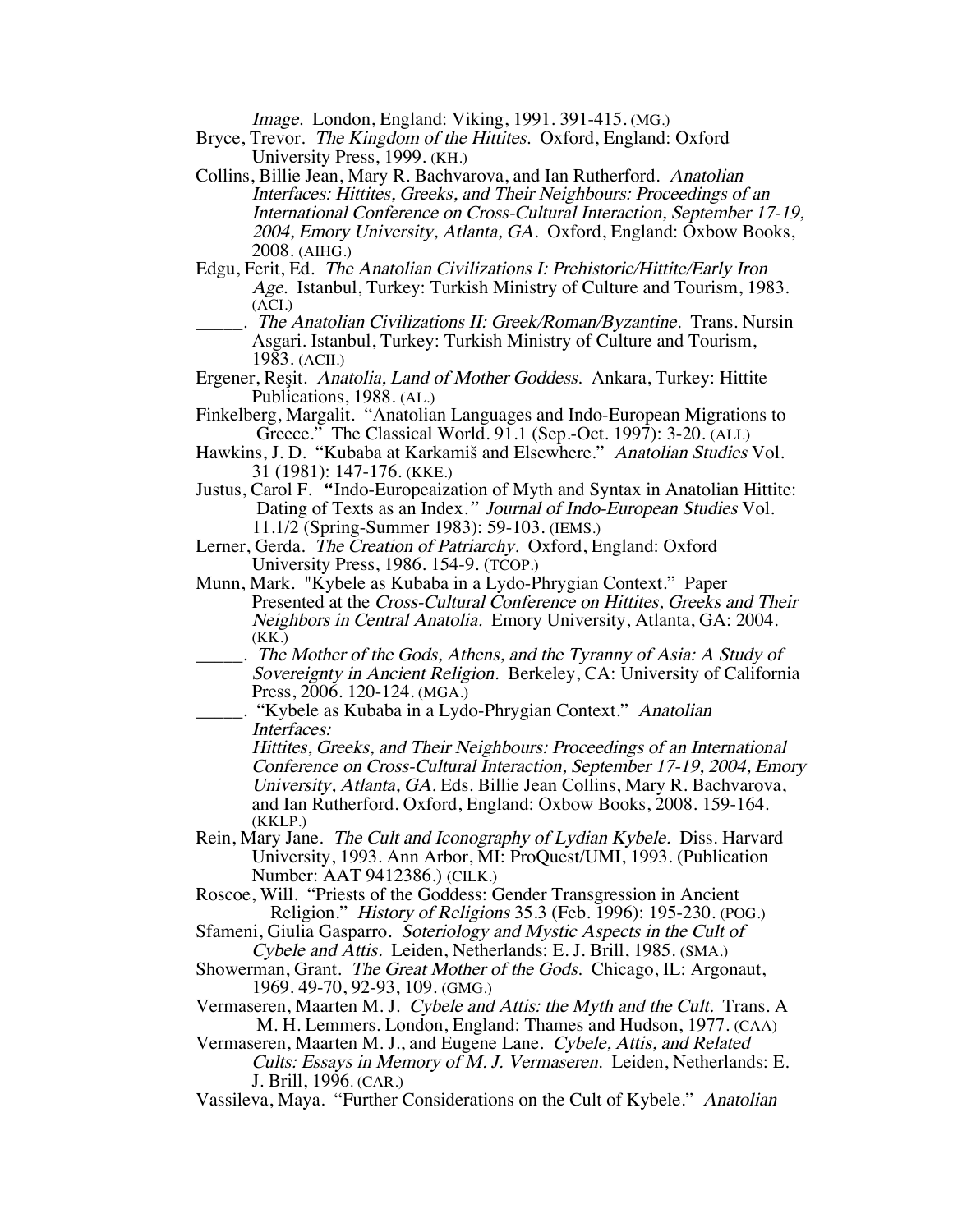*Image.* London, England: Viking, 1991. 391-415. (MG.)

Bryce, Trevor. *The Kingdom of the Hittites.* Oxford, England: Oxford University Press, 1999. (KH.)

Collins, Billie Jean, Mary R. Bachvarova, and Ian Rutherford. *Anatolian Interfaces: Hittites, Greeks, and Their Neighbours: Proceedings of an International Conference on Cross-Cultural Interaction, September 17-19, 2004, Emory University, Atlanta, GA.* Oxford, England: Oxbow Books, 2008. (AIHG.)

Edgu, Ferit, Ed. *The Anatolian Civilizations I: Prehistoric/Hittite/Early Iron Age.* Istanbul, Turkey: Turkish Ministry of Culture and Tourism, 1983. (ACI.)

_____. *The Anatolian Civilizations II: Greek/Roman/Byzantine.* Trans. Nursin Asgari. Istanbul, Turkey: Turkish Ministry of Culture and Tourism, 1983. (ACII.)

Ergener, Reşit. *Anatolia, Land of Mother Goddess.* Ankara, Turkey: Hittite Publications, 1988. (AL.)

Finkelberg, Margalit. "Anatolian Languages and Indo-European Migrations to Greece." The Classical World. 91.1 (Sep.-Oct. 1997): 3-20. (ALI.)

Hawkins, J. D. "Kubaba at Karkamiš and Elsewhere." *Anatolian Studies* Vol. 31 (1981): 147-176. (KKE.)

Justus, Carol F. "Indo-Europeaization of Myth and Syntax in Anatolian Hittite: Dating of Texts as an Index." *Journal of Indo-European Studies* Vol. 11.1/2 (Spring-Summer 1983): 59-103. (IEMS.)

Lerner, Gerda. *The Creation of Patriarchy.* Oxford, England: Oxford University Press, 1986. 154-9. (TCOP.)

Munn, Mark. "Kybele as Kubaba in a Lydo-Phrygian Context." Paper Presented at the *Cross-Cultural Conference on Hittites, Greeks and Their Neighbors in Central Anatolia.* Emory University, Atlanta, GA: 2004. (KK.)

_____. *The Mother of the Gods, Athens, and the Tyranny of Asia: A Study of Sovereignty in Ancient Religion.* Berkeley, CA: University of California Press, 2006. 120-124. (MGA.)

_____. "Kybele as Kubaba in a Lydo-Phrygian Context." *Anatolian Interfaces: Hittites, Greeks, and Their Neighbours: Proceedings of an International Conference on Cross-Cultural Interaction, September 17-19, 2004, Emory University, Atlanta, GA.* Eds. Billie Jean Collins, Mary R. Bachvarova, and Ian Rutherford. Oxford, England: Oxbow Books, 2008. 159-164. (KKLP.)

Rein, Mary Jane. *The Cult and Iconography of Lydian Kybele.* Diss. Harvard University, 1993. Ann Arbor, MI: ProQuest/UMI, 1993. (Publication Number: AAT 9412386.) (CILK.)

Roscoe, Will. "Priests of the Goddess: Gender Transgression in Ancient Religion." *History of Religions* 35.3 (Feb. 1996): 195-230. (POG.)

Sfameni, Giulia Gasparro. *Soteriology and Mystic Aspects in the Cult of Cybele and Attis.* Leiden, Netherlands: E. J. Brill, 1985. (SMA.)

Showerman, Grant. *The Great Mother of the Gods.* Chicago, IL: Argonaut, 1969. 49-70, 92-93, 109. (GMG.)

Vermaseren, Maarten M. J. *Cybele and Attis: the Myth and the Cult.* Trans. A M. H. Lemmers. London, England: Thames and Hudson, 1977. (CAA)

Vermaseren, Maarten M. J., and Eugene Lane. *Cybele, Attis, and Related Cults: Essays in Memory of M. J. Vermaseren.* Leiden, Netherlands: E. J. Brill, 1996. (CAR.)

Vassileva, Maya. "Further Considerations on the Cult of Kybele." *Anatolian*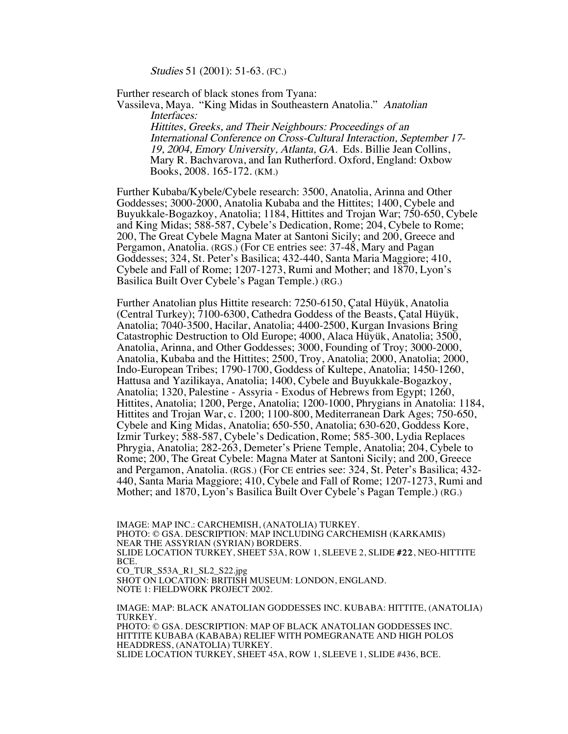*Studies* 51 (2001): 51-63. (FC.)

Further research of black stones from Tyana:
Vassileva, Maya. "King Midas in Southeastern Anatolia." *Anatolian Interfaces: Hittites, Greeks, and Their Neighbours: Proceedings of an International Conference on Cross-Cultural Interaction, September 17-19, 2004, Emory University, Atlanta, GA.* Eds. Billie Jean Collins, Mary R. Bachvarova, and Ian Rutherford. Oxford, England: Oxbow Books, 2008. 165-172. (KM.)

Further Kubaba/Kybele/Cybele research: 3500, Anatolia, Arinna and Other Goddesses; 3000-2000, Anatolia Kubaba and the Hittites; 1400, Cybele and Buyukkale-Bogazkoy, Anatolia; 1184, Hittites and Trojan War; 750-650, Cybele and King Midas; 588-587, Cybele's Dedication, Rome; 204, Cybele to Rome; 200, The Great Cybele Magna Mater at Santoni Sicily; and 200, Greece and Pergamon, Anatolia. (RGS.) (For CE entries see: 37-48, Mary and Pagan Goddesses; 324, St. Peter's Basilica; 432-440, Santa Maria Maggiore; 410, Cybele and Fall of Rome; 1207-1273, Rumi and Mother; and 1870, Lyon's Basilica Built Over Cybele's Pagan Temple.) (RG.)

Further Anatolian plus Hittite research: 7250-6150, Çatal Hüyük, Anatolia (Central Turkey); 7100-6300, Cathedra Goddess of the Beasts, Çatal Hüyük, Anatolia; 7040-3500, Hacilar, Anatolia; 4400-2500, Kurgan Invasions Bring Catastrophic Destruction to Old Europe; 4000, Alaca Hüyük, Anatolia; 3500, Anatolia, Arinna, and Other Goddesses; 3000, Founding of Troy; 3000-2000, Anatolia, Kubaba and the Hittites; 2500, Troy, Anatolia; 2000, Anatolia; 2000, Indo-European Tribes; 1790-1700, Goddess of Kultepe, Anatolia; 1450-1260, Hattusa and Yazilikaya, Anatolia; 1400, Cybele and Buyukkale-Bogazkoy, Anatolia; 1320, Palestine - Assyria - Exodus of Hebrews from Egypt; 1260, Hittites, Anatolia; 1200, Perge, Anatolia; 1200-1000, Phrygians in Anatolia: 1184, Hittites and Trojan War, c. 1200; 1100-800, Mediterranean Dark Ages; 750-650, Cybele and King Midas, Anatolia; 650-550, Anatolia; 630-620, Goddess Kore, Izmir Turkey; 588-587, Cybele's Dedication, Rome; 585-300, Lydia Replaces Phrygia, Anatolia; 282-263, Demeter's Priene Temple, Anatolia; 204, Cybele to Rome; 200, The Great Cybele: Magna Mater at Santoni Sicily; and 200, Greece and Pergamon, Anatolia. (RGS.) (For CE entries see: 324, St. Peter's Basilica; 432-440, Santa Maria Maggiore; 410, Cybele and Fall of Rome; 1207-1273, Rumi and Mother; and 1870, Lyon's Basilica Built Over Cybele's Pagan Temple.) (RG.)

IMAGE: MAP INC.: CARCHEMISH, (ANATOLIA) TURKEY.
PHOTO: © GSA. DESCRIPTION: MAP INCLUDING CARCHEMISH (KARKAMIS) NEAR THE ASSYRIAN (SYRIAN) BORDERS.
SLIDE LOCATION TURKEY, SHEET 53A, ROW 1, SLEEVE 2, SLIDE **#22**, NEO-HITTITE BCE.
CO_TUR_S53A_R1_SL2_S22.jpg
SHOT ON LOCATION: BRITISH MUSEUM: LONDON, ENGLAND.
NOTE 1: FIELDWORK PROJECT 2002.

IMAGE: MAP: BLACK ANATOLIAN GODDESSES INC. KUBABA: HITTITE, (ANATOLIA) TURKEY.
PHOTO: © GSA. DESCRIPTION: MAP OF BLACK ANATOLIAN GODDESSES INC. HITTITE KUBABA (KABABA) RELIEF WITH POMEGRANATE AND HIGH POLOS HEADDRESS, (ANATOLIA) TURKEY.
SLIDE LOCATION TURKEY, SHEET 45A, ROW 1, SLEEVE 1, SLIDE #436, BCE.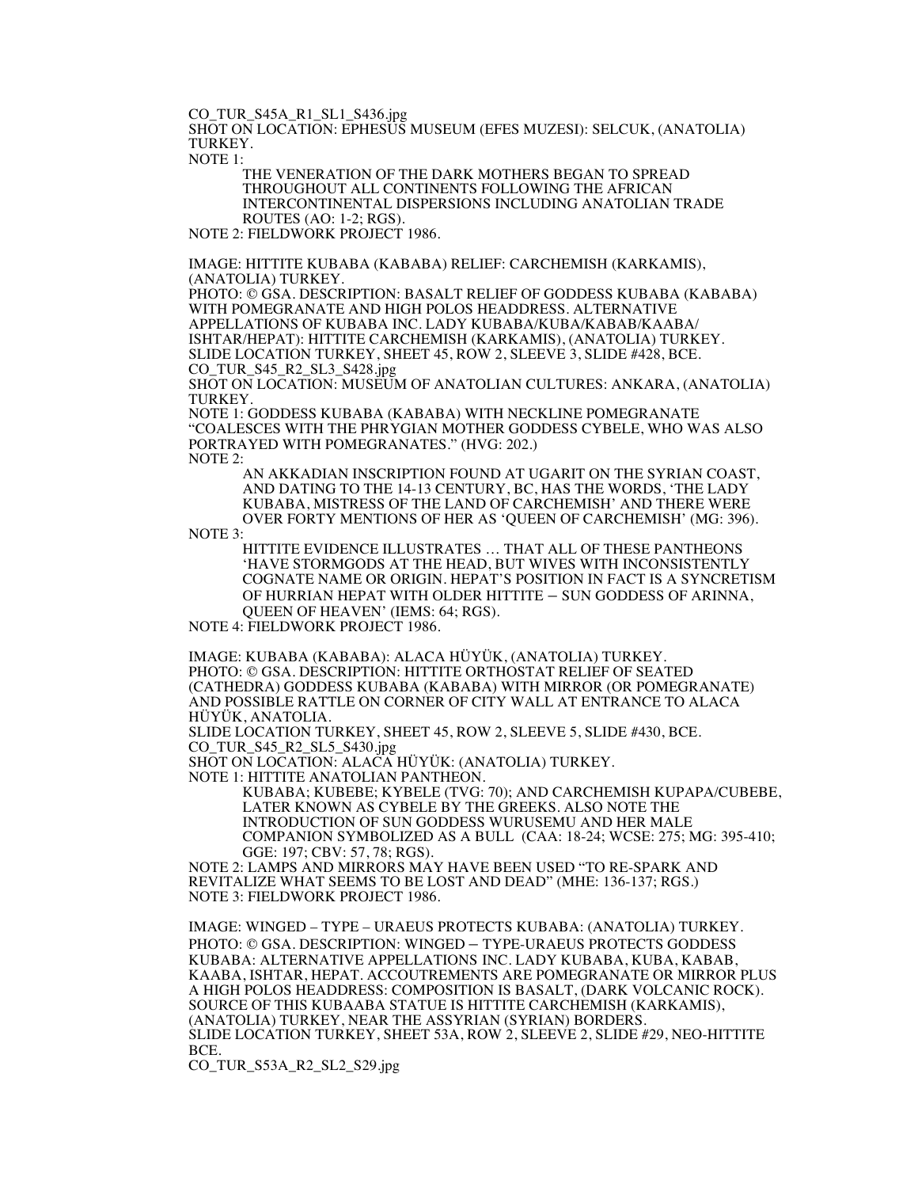CO_TUR_S45A_R1_SL1_S436.jpg
SHOT ON LOCATION: EPHESUS MUSEUM (EFES MUZESI): SELCUK, (ANATOLIA) TURKEY.
NOTE 1:

> THE VENERATION OF THE DARK MOTHERS BEGAN TO SPREAD THROUGHOUT ALL CONTINENTS FOLLOWING THE AFRICAN INTERCONTINENTAL DISPERSIONS INCLUDING ANATOLIAN TRADE ROUTES (AO: 1-2; RGS).

NOTE 2: FIELDWORK PROJECT 1986.

IMAGE: HITTITE KUBABA (KABABA) RELIEF: CARCHEMISH (KARKAMIS), (ANATOLIA) TURKEY.
PHOTO: © GSA. DESCRIPTION: BASALT RELIEF OF GODDESS KUBABA (KABABA) WITH POMEGRANATE AND HIGH POLOS HEADDRESS. ALTERNATIVE APPELLATIONS OF KUBABA INC. LADY KUBABA/KUBA/KABAB/KAABA/ ISHTAR/HEPAT): HITTITE CARCHEMISH (KARKAMIS), (ANATOLIA) TURKEY.
SLIDE LOCATION TURKEY, SHEET 45, ROW 2, SLEEVE 3, SLIDE #428, BCE.
CO_TUR_S45_R2_SL3_S428.jpg
SHOT ON LOCATION: MUSEUM OF ANATOLIAN CULTURES: ANKARA, (ANATOLIA) TURKEY.
NOTE 1: GODDESS KUBABA (KABABA) WITH NECKLINE POMEGRANATE "COALESCES WITH THE PHRYGIAN MOTHER GODDESS CYBELE, WHO WAS ALSO PORTRAYED WITH POMEGRANATES." (HVG: 202.)
NOTE 2:

> AN AKKADIAN INSCRIPTION FOUND AT UGARIT ON THE SYRIAN COAST, AND DATING TO THE 14-13 CENTURY, BC, HAS THE WORDS, 'THE LADY KUBABA, MISTRESS OF THE LAND OF CARCHEMISH' AND THERE WERE OVER FORTY MENTIONS OF HER AS 'QUEEN OF CARCHEMISH' (MG: 396).

NOTE 3:

> HITTITE EVIDENCE ILLUSTRATES … THAT ALL OF THESE PANTHEONS 'HAVE STORMGODS AT THE HEAD, BUT WIVES WITH INCONSISTENTLY COGNATE NAME OR ORIGIN. HEPAT'S POSITION IN FACT IS A SYNCRETISM OF HURRIAN HEPAT WITH OLDER HITTITE – SUN GODDESS OF ARINNA, QUEEN OF HEAVEN' (IEMS: 64; RGS).

NOTE 4: FIELDWORK PROJECT 1986.

IMAGE: KUBABA (KABABA): ALACA HÜYÜK, (ANATOLIA) TURKEY.
PHOTO: © GSA. DESCRIPTION: HITTITE ORTHOSTAT RELIEF OF SEATED (CATHEDRA) GODDESS KUBABA (KABABA) WITH MIRROR (OR POMEGRANATE) AND POSSIBLE RATTLE ON CORNER OF CITY WALL AT ENTRANCE TO ALACA HÜYÜK, ANATOLIA.
SLIDE LOCATION TURKEY, SHEET 45, ROW 2, SLEEVE 5, SLIDE #430, BCE.
CO_TUR_S45_R2_SL5_S430.jpg
SHOT ON LOCATION: ALACA HÜYÜK: (ANATOLIA) TURKEY.
NOTE 1: HITTITE ANATOLIAN PANTHEON.

> KUBABA; KUBEBE; KYBELE (TVG: 70); AND CARCHEMISH KUPAPA/CUBEBE, LATER KNOWN AS CYBELE BY THE GREEKS. ALSO NOTE THE INTRODUCTION OF SUN GODDESS WURUSEMU AND HER MALE COMPANION SYMBOLIZED AS A BULL (CAA: 18-24; WCSE: 275; MG: 395-410; GGE: 197; CBV: 57, 78; RGS).

NOTE 2: LAMPS AND MIRRORS MAY HAVE BEEN USED "TO RE-SPARK AND REVITALIZE WHAT SEEMS TO BE LOST AND DEAD" (MHE: 136-137; RGS.)
NOTE 3: FIELDWORK PROJECT 1986.

IMAGE: WINGED – TYPE – URAEUS PROTECTS KUBABA: (ANATOLIA) TURKEY.
PHOTO: © GSA. DESCRIPTION: WINGED – TYPE-URAEUS PROTECTS GODDESS KUBABA: ALTERNATIVE APPELLATIONS INC. LADY KUBABA, KUBA, KABAB, KAABA, ISHTAR, HEPAT. ACCOUTREMENTS ARE POMEGRANATE OR MIRROR PLUS A HIGH POLOS HEADDRESS: COMPOSITION IS BASALT, (DARK VOLCANIC ROCK). SOURCE OF THIS KUBAABA STATUE IS HITTITE CARCHEMISH (KARKAMIS), (ANATOLIA) TURKEY, NEAR THE ASSYRIAN (SYRIAN) BORDERS.
SLIDE LOCATION TURKEY, SHEET 53A, ROW 2, SLEEVE 2, SLIDE #29, NEO-HITTITE BCE.
CO_TUR_S53A_R2_SL2_S29.jpg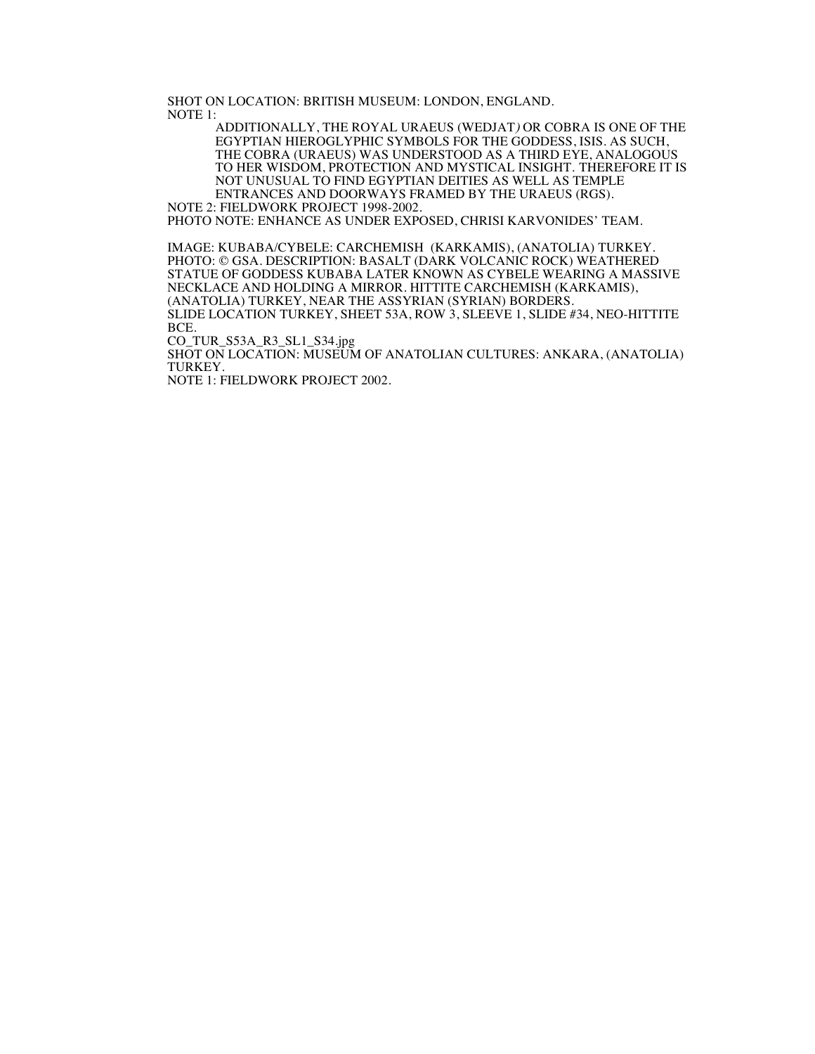SHOT ON LOCATION: BRITISH MUSEUM: LONDON, ENGLAND.
NOTE 1:

> ADDITIONALLY, THE ROYAL URAEUS (WEDJAT*)* OR COBRA IS ONE OF THE EGYPTIAN HIEROGLYPHIC SYMBOLS FOR THE GODDESS, ISIS. AS SUCH, THE COBRA (URAEUS) WAS UNDERSTOOD AS A THIRD EYE, ANALOGOUS TO HER WISDOM, PROTECTION AND MYSTICAL INSIGHT. THEREFORE IT IS NOT UNUSUAL TO FIND EGYPTIAN DEITIES AS WELL AS TEMPLE ENTRANCES AND DOORWAYS FRAMED BY THE URAEUS (RGS).

NOTE 2: FIELDWORK PROJECT 1998-2002.
PHOTO NOTE: ENHANCE AS UNDER EXPOSED, CHRISI KARVONIDES' TEAM.

IMAGE: KUBABA/CYBELE: CARCHEMISH (KARKAMIS), (ANATOLIA) TURKEY.
PHOTO: © GSA. DESCRIPTION: BASALT (DARK VOLCANIC ROCK) WEATHERED STATUE OF GODDESS KUBABA LATER KNOWN AS CYBELE WEARING A MASSIVE NECKLACE AND HOLDING A MIRROR. HITTITE CARCHEMISH (KARKAMIS), (ANATOLIA) TURKEY, NEAR THE ASSYRIAN (SYRIAN) BORDERS.
SLIDE LOCATION TURKEY, SHEET 53A, ROW 3, SLEEVE 1, SLIDE #34, NEO-HITTITE BCE.
CO_TUR_S53A_R3_SL1_S34.jpg
SHOT ON LOCATION: MUSEUM OF ANATOLIAN CULTURES: ANKARA, (ANATOLIA) TURKEY.
NOTE 1: FIELDWORK PROJECT 2002.